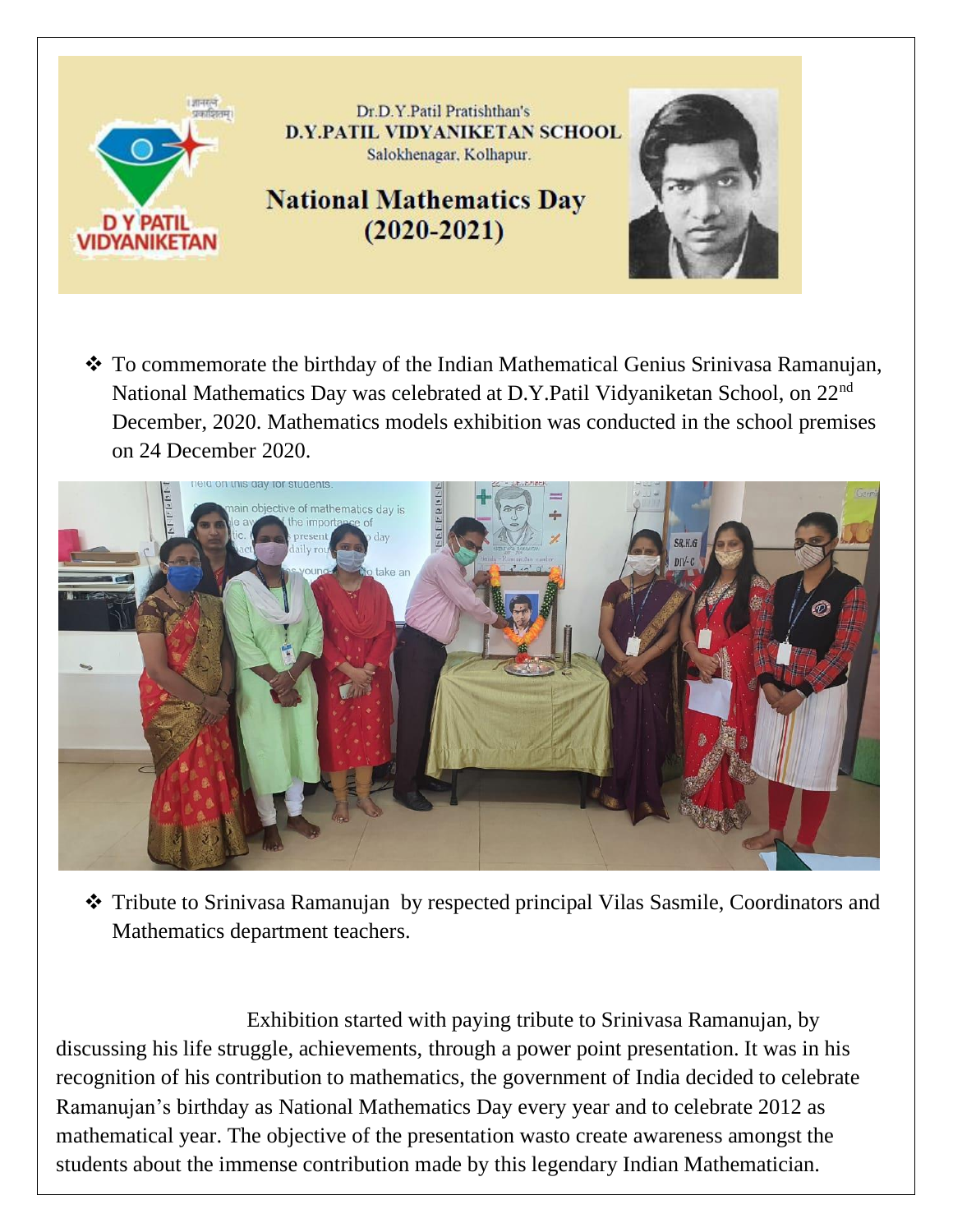Dr.D.Y.Patil Pratishthan's

**D.Y.PATIL VIDYANIKETAN SCHOOL**

Salokhenagar, Kolhapur.

# National Mathematics Day (2020-2021)

- To commemorate the birthday of the Indian Mathematical Genius Srinivasa Ramanujan, National Mathematics Day was celebrated at D.Y.Patil Vidyaniketan School, on 22nd December, 2020. Mathematics models exhibition was conducted in the school premises on 24 December 2020.

- Tribute to Srinivasa Ramanujan by respected principal Vilas Sasmile, Coordinators and Mathematics department teachers.

Exhibition started with paying tribute to Srinivasa Ramanujan, by discussing his life struggle, achievements, through a power point presentation. It was in his recognition of his contribution to mathematics, the government of India decided to celebrate Ramanujan's birthday as National Mathematics Day every year and to celebrate 2012 as mathematical year. The objective of the presentation wasto create awareness amongst the students about the immense contribution made by this legendary Indian Mathematician.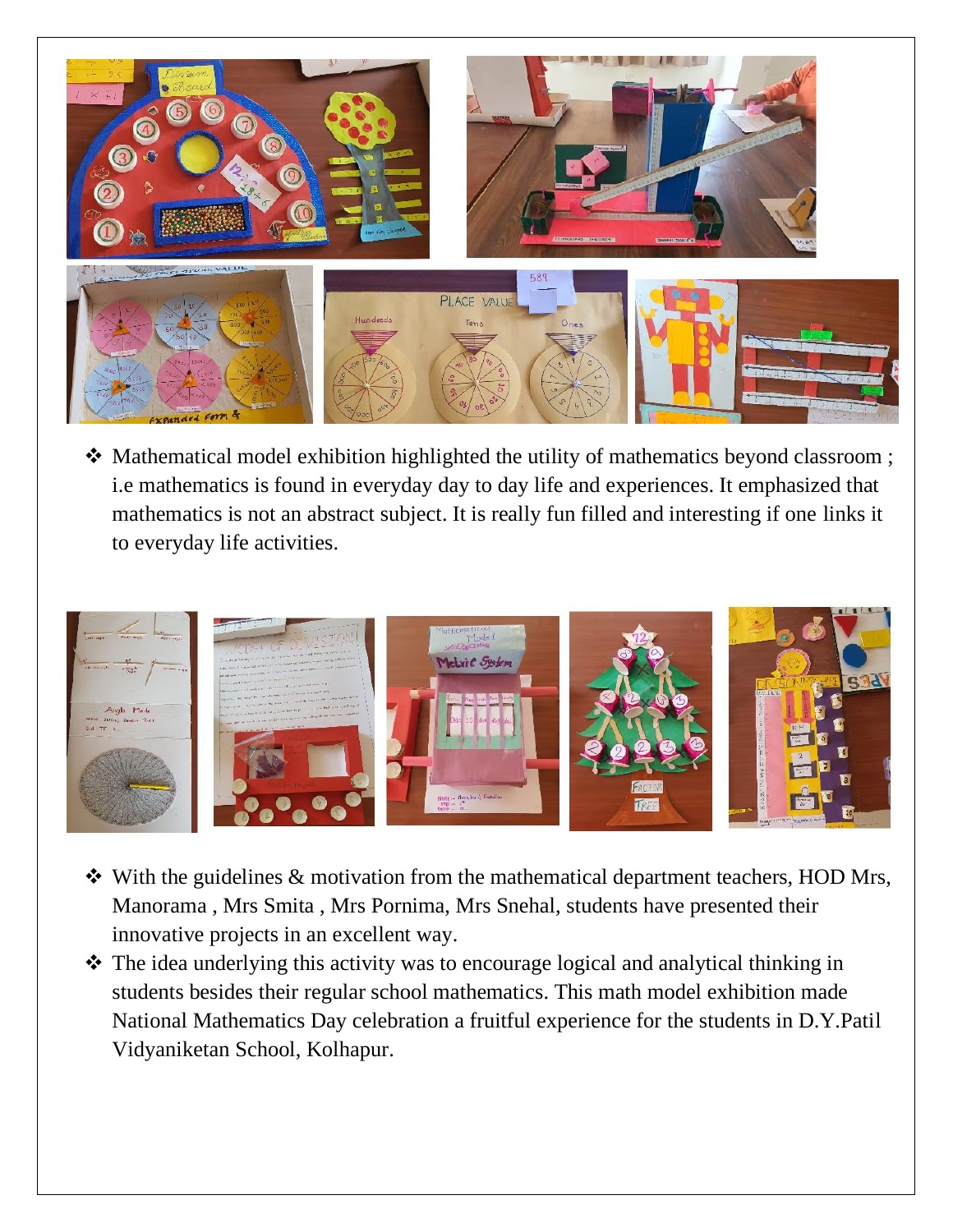- Mathematical model exhibition highlighted the utility of mathematics beyond classroom ; i.e mathematics is found in everyday day to day life and experiences. It emphasized that mathematics is not an abstract subject. It is really fun filled and interesting if one links it to everyday life activities.

- With the guidelines & motivation from the mathematical department teachers, HOD Mrs, Manorama , Mrs Smita , Mrs Pornima, Mrs Snehal, students have presented their innovative projects in an excellent way.
- The idea underlying this activity was to encourage logical and analytical thinking in students besides their regular school mathematics. This math model exhibition made National Mathematics Day celebration a fruitful experience for the students in D.Y.Patil Vidyaniketan School, Kolhapur.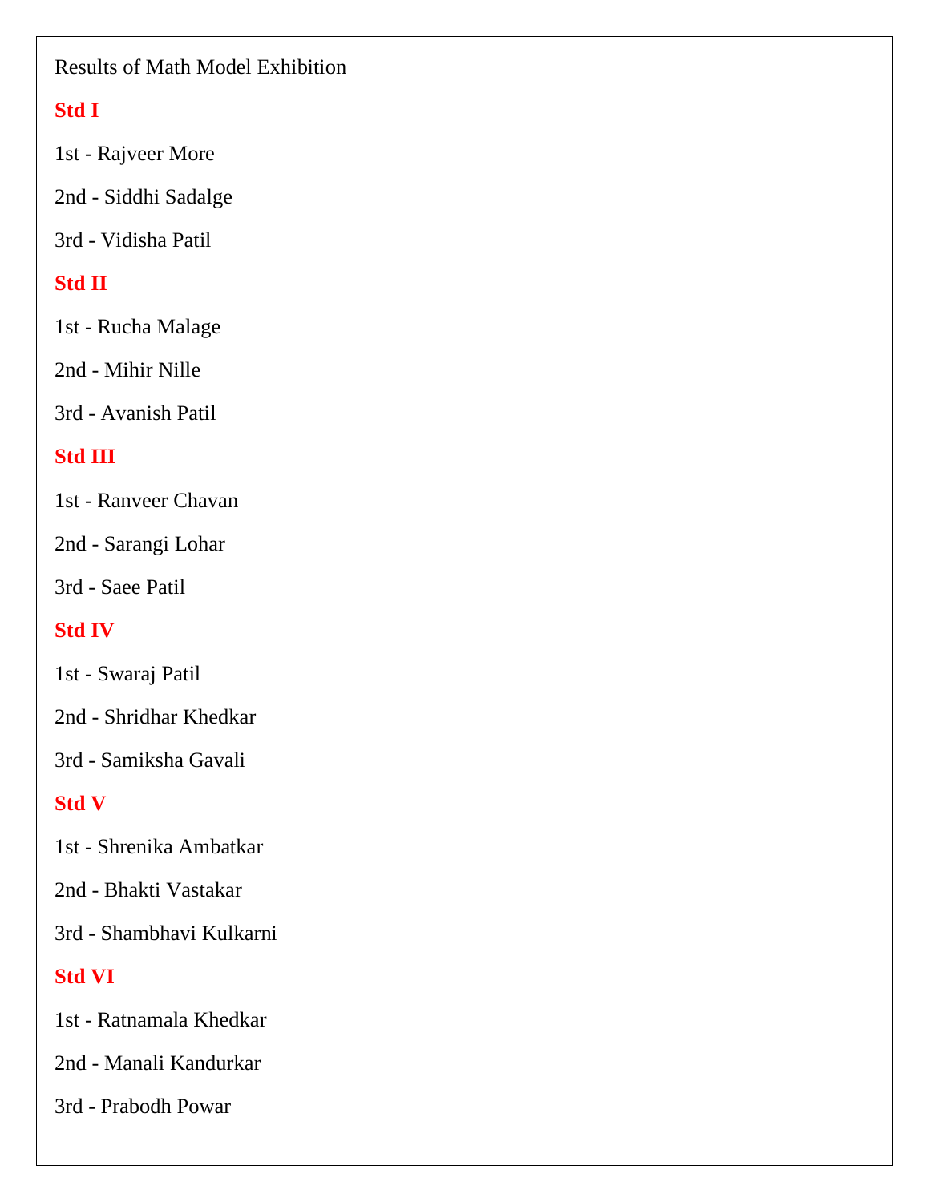Results of Math Model Exhibition

**Std I**

1st - Rajveer More

2nd - Siddhi Sadalge

3rd - Vidisha Patil

**Std II**

1st - Rucha Malage

2nd - Mihir Nille

3rd - Avanish Patil

**Std III**

1st - Ranveer Chavan

2nd - Sarangi Lohar

3rd - Saee Patil

**Std IV**

1st - Swaraj Patil

2nd - Shridhar Khedkar

3rd - Samiksha Gavali

**Std V**

1st - Shrenika Ambatkar

2nd - Bhakti Vastakar

3rd - Shambhavi Kulkarni

**Std VI**

1st - Ratnamala Khedkar

2nd - Manali Kandurkar

3rd - Prabodh Powar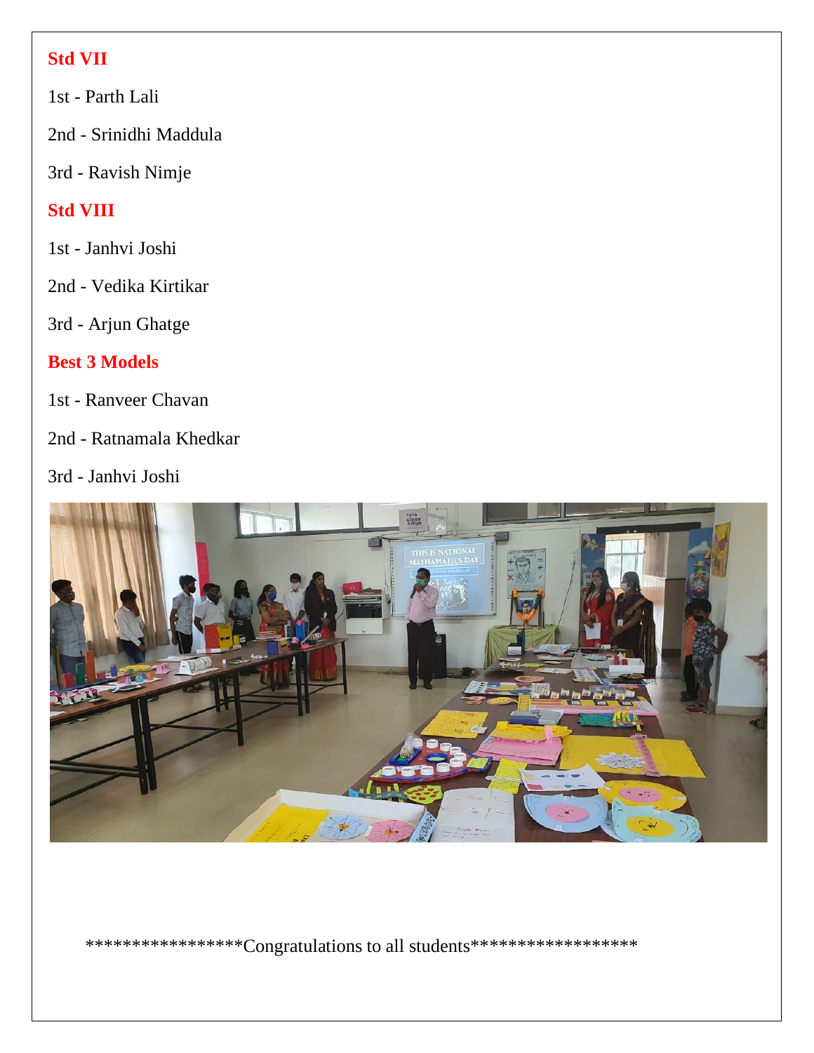### Std VII

1st - Parth Lali

2nd - Srinidhi Maddula

3rd - Ravish Nimje

### Std VIII

1st - Janhvi Joshi

2nd - Vedika Kirtikar

3rd - Arjun Ghatge

### Best 3 Models

1st - Ranveer Chavan

2nd - Ratnamala Khedkar

3rd - Janhvi Joshi

*****************Congratulations to all students******************